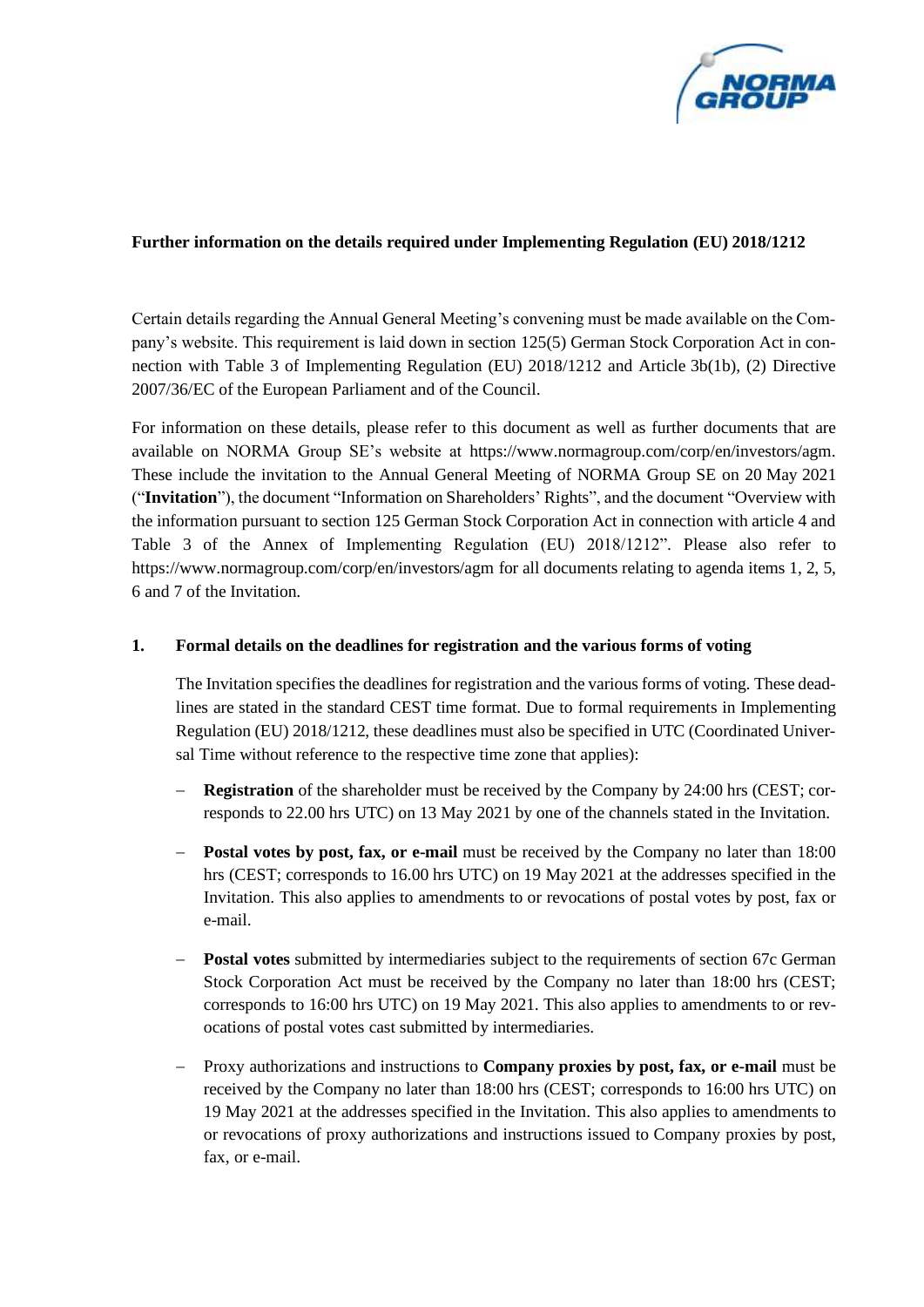**Further information on the details required under Implementing Regulation (EU) 2018/1212**

Certain details regarding the Annual General Meeting's convening must be made available on the Company's website. This requirement is laid down in section 125(5) German Stock Corporation Act in connection with Table 3 of Implementing Regulation (EU) 2018/1212 and Article 3b(1b), (2) Directive 2007/36/EC of the European Parliament and of the Council.

For information on these details, please refer to this document as well as further documents that are available on NORMA Group SE's website at https://www.normagroup.com/corp/en/investors/agm. These include the invitation to the Annual General Meeting of NORMA Group SE on 20 May 2021 ("**Invitation**"), the document "Information on Shareholders' Rights", and the document "Overview with the information pursuant to section 125 German Stock Corporation Act in connection with article 4 and Table 3 of the Annex of Implementing Regulation (EU) 2018/1212". Please also refer to https://www.normagroup.com/corp/en/investors/agm for all documents relating to agenda items 1, 2, 5, 6 and 7 of the Invitation.

**1. Formal details on the deadlines for registration and the various forms of voting**

The Invitation specifies the deadlines for registration and the various forms of voting. These deadlines are stated in the standard CEST time format. Due to formal requirements in Implementing Regulation (EU) 2018/1212, these deadlines must also be specified in UTC (Coordinated Universal Time without reference to the respective time zone that applies):

- **Registration** of the shareholder must be received by the Company by 24:00 hrs (CEST; corresponds to 22.00 hrs UTC) on 13 May 2021 by one of the channels stated in the Invitation.
- **Postal votes by post, fax, or e-mail** must be received by the Company no later than 18:00 hrs (CEST; corresponds to 16.00 hrs UTC) on 19 May 2021 at the addresses specified in the Invitation. This also applies to amendments to or revocations of postal votes by post, fax or e-mail.
- **Postal votes** submitted by intermediaries subject to the requirements of section 67c German Stock Corporation Act must be received by the Company no later than 18:00 hrs (CEST; corresponds to 16:00 hrs UTC) on 19 May 2021. This also applies to amendments to or revocations of postal votes cast submitted by intermediaries.
- Proxy authorizations and instructions to **Company proxies by post, fax, or e-mail** must be received by the Company no later than 18:00 hrs (CEST; corresponds to 16:00 hrs UTC) on 19 May 2021 at the addresses specified in the Invitation. This also applies to amendments to or revocations of proxy authorizations and instructions issued to Company proxies by post, fax, or e-mail.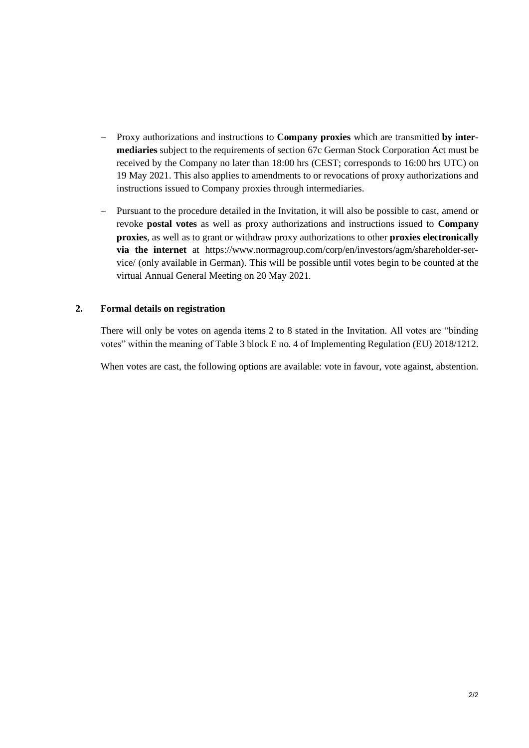- Proxy authorizations and instructions to **Company proxies** which are transmitted **by intermediaries** subject to the requirements of section 67c German Stock Corporation Act must be received by the Company no later than 18:00 hrs (CEST; corresponds to 16:00 hrs UTC) on 19 May 2021. This also applies to amendments to or revocations of proxy authorizations and instructions issued to Company proxies through intermediaries.
- Pursuant to the procedure detailed in the Invitation, it will also be possible to cast, amend or revoke **postal votes** as well as proxy authorizations and instructions issued to **Company proxies**, as well as to grant or withdraw proxy authorizations to other **proxies electronically via the internet** at https://www.normagroup.com/corp/en/investors/agm/shareholder-service/ (only available in German). This will be possible until votes begin to be counted at the virtual Annual General Meeting on 20 May 2021.

## 2. Formal details on registration

There will only be votes on agenda items 2 to 8 stated in the Invitation. All votes are "binding votes" within the meaning of Table 3 block E no. 4 of Implementing Regulation (EU) 2018/1212.

When votes are cast, the following options are available: vote in favour, vote against, abstention.